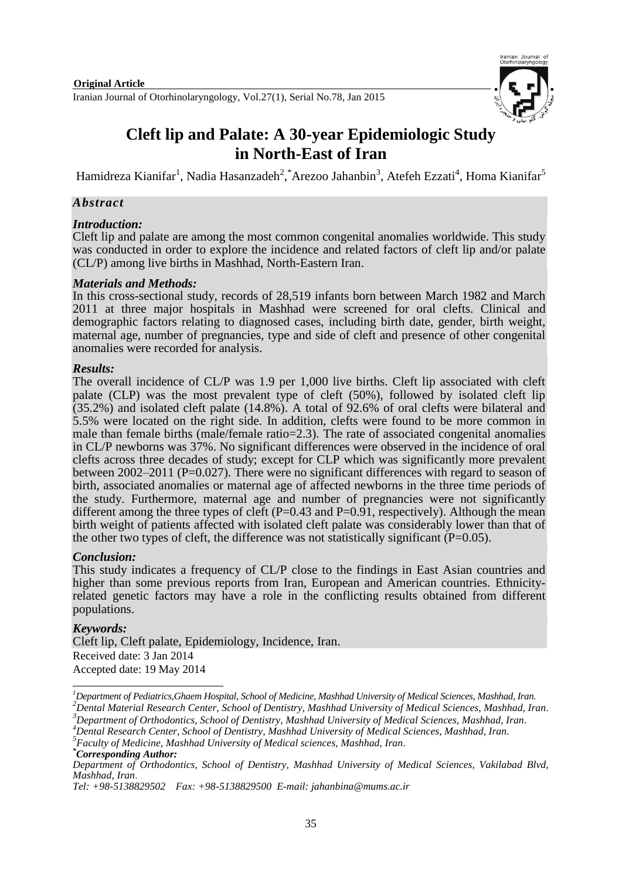**Original Article**

# Cleft lip and Palate: A 30-year Epidemiologic Study in North-East of Iran

Hamidreza Kianifar[1], Nadia Hasanzadeh[2], *Arezoo Jahanbin[3], Atefeh Ezzati[4], Homa Kianifar[5]

## *Abstract*

### *Introduction:*

Cleft lip and palate are among the most common congenital anomalies worldwide. This study was conducted in order to explore the incidence and related factors of cleft lip and/or palate (CL/P) among live births in Mashhad, North-Eastern Iran.

### *Materials and Methods:*

In this cross-sectional study, records of 28,519 infants born between March 1982 and March 2011 at three major hospitals in Mashhad were screened for oral clefts. Clinical and demographic factors relating to diagnosed cases, including birth date, gender, birth weight, maternal age, number of pregnancies, type and side of cleft and presence of other congenital anomalies were recorded for analysis.

### *Results:*

The overall incidence of CL/P was 1.9 per 1,000 live births. Cleft lip associated with cleft palate (CLP) was the most prevalent type of cleft (50%), followed by isolated cleft lip (35.2%) and isolated cleft palate (14.8%). A total of 92.6% of oral clefts were bilateral and 5.5% were located on the right side. In addition, clefts were found to be more common in male than female births (male/female ratio=2.3). The rate of associated congenital anomalies in CL/P newborns was 37%. No significant differences were observed in the incidence of oral clefts across three decades of study; except for CLP which was significantly more prevalent between 2002–2011 (P=0.027). There were no significant differences with regard to season of birth, associated anomalies or maternal age of affected newborns in the three time periods of the study. Furthermore, maternal age and number of pregnancies were not significantly different among the three types of cleft (P=0.43 and P=0.91, respectively). Although the mean birth weight of patients affected with isolated cleft palate was considerably lower than that of the other two types of cleft, the difference was not statistically significant (P=0.05).

### *Conclusion:*

This study indicates a frequency of CL/P close to the findings in East Asian countries and higher than some previous reports from Iran, European and American countries. Ethnicity-related genetic factors may have a role in the conflicting results obtained from different populations.

### *Keywords:*

Cleft lip, Cleft palate, Epidemiology, Incidence, Iran.

Received date: 3 Jan 2014
Accepted date: 19 May 2014

---

[1]*Department of Pediatrics,Ghaem Hospital, School of Medicine, Mashhad University of Medical Sciences, Mashhad, Iran.*
[2]*Dental Material Research Center, School of Dentistry, Mashhad University of Medical Sciences, Mashhad, Iran.*
[3]*Department of Orthodontics, School of Dentistry, Mashhad University of Medical Sciences, Mashhad, Iran.*
[4]*Dental Research Center, School of Dentistry, Mashhad University of Medical Sciences, Mashhad, Iran.*
[5]*Faculty of Medicine, Mashhad University of Medical sciences, Mashhad, Iran.*
****Corresponding Author:***
*Department of Orthodontics, School of Dentistry, Mashhad University of Medical Sciences, Vakilabad Blvd, Mashhad, Iran.*
*Tel: +98-5138829502 Fax: +98-5138829500 E-mail: jahanbina@mums.ac.ir*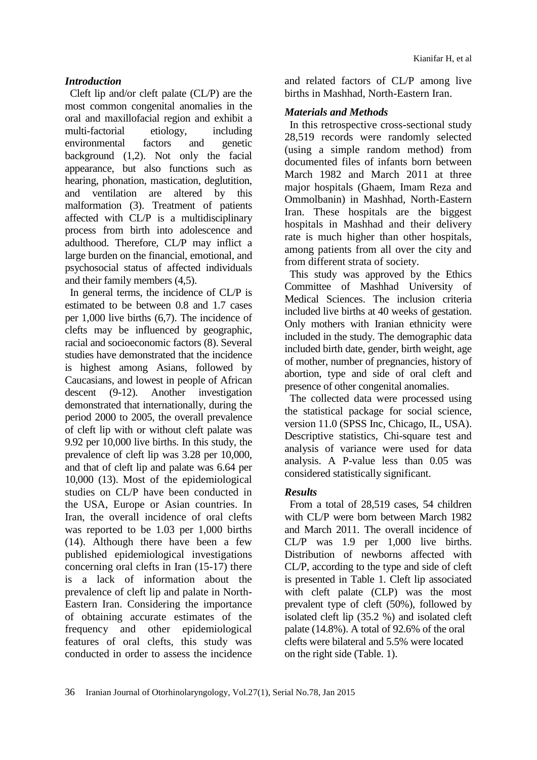## Introduction

Cleft lip and/or cleft palate (CL/P) are the most common congenital anomalies in the oral and maxillofacial region and exhibit a multi-factorial etiology, including environmental factors and genetic background (1,2). Not only the facial appearance, but also functions such as hearing, phonation, mastication, deglutition, and ventilation are altered by this malformation (3). Treatment of patients affected with CL/P is a multidisciplinary process from birth into adolescence and adulthood. Therefore, CL/P may inflict a large burden on the financial, emotional, and psychosocial status of affected individuals and their family members (4,5).

In general terms, the incidence of CL/P is estimated to be between 0.8 and 1.7 cases per 1,000 live births (6,7). The incidence of clefts may be influenced by geographic, racial and socioeconomic factors (8). Several studies have demonstrated that the incidence is highest among Asians, followed by Caucasians, and lowest in people of African descent (9-12). Another investigation demonstrated that internationally, during the period 2000 to 2005, the overall prevalence of cleft lip with or without cleft palate was 9.92 per 10,000 live births. In this study, the prevalence of cleft lip was 3.28 per 10,000, and that of cleft lip and palate was 6.64 per 10,000 (13). Most of the epidemiological studies on CL/P have been conducted in the USA, Europe or Asian countries. In Iran, the overall incidence of oral clefts was reported to be 1.03 per 1,000 births (14). Although there have been a few published epidemiological investigations concerning oral clefts in Iran (15-17) there is a lack of information about the prevalence of cleft lip and palate in North-Eastern Iran. Considering the importance of obtaining accurate estimates of the frequency and other epidemiological features of oral clefts, this study was conducted in order to assess the incidence and related factors of CL/P among live births in Mashhad, North-Eastern Iran.

## Materials and Methods

In this retrospective cross-sectional study 28,519 records were randomly selected (using a simple random method) from documented files of infants born between March 1982 and March 2011 at three major hospitals (Ghaem, Imam Reza and Ommolbanin) in Mashhad, North-Eastern Iran. These hospitals are the biggest hospitals in Mashhad and their delivery rate is much higher than other hospitals, among patients from all over the city and from different strata of society.

This study was approved by the Ethics Committee of Mashhad University of Medical Sciences. The inclusion criteria included live births at 40 weeks of gestation. Only mothers with Iranian ethnicity were included in the study. The demographic data included birth date, gender, birth weight, age of mother, number of pregnancies, history of abortion, type and side of oral cleft and presence of other congenital anomalies.

The collected data were processed using the statistical package for social science, version 11.0 (SPSS Inc, Chicago, IL, USA). Descriptive statistics, Chi-square test and analysis of variance were used for data analysis. A P-value less than 0.05 was considered statistically significant.

## Results

From a total of 28,519 cases, 54 children with CL/P were born between March 1982 and March 2011. The overall incidence of CL/P was 1.9 per 1,000 live births. Distribution of newborns affected with CL/P, according to the type and side of cleft is presented in Table 1. Cleft lip associated with cleft palate (CLP) was the most prevalent type of cleft (50%), followed by isolated cleft lip (35.2 %) and isolated cleft palate (14.8%). A total of 92.6% of the oral clefts were bilateral and 5.5% were located on the right side (Table. 1).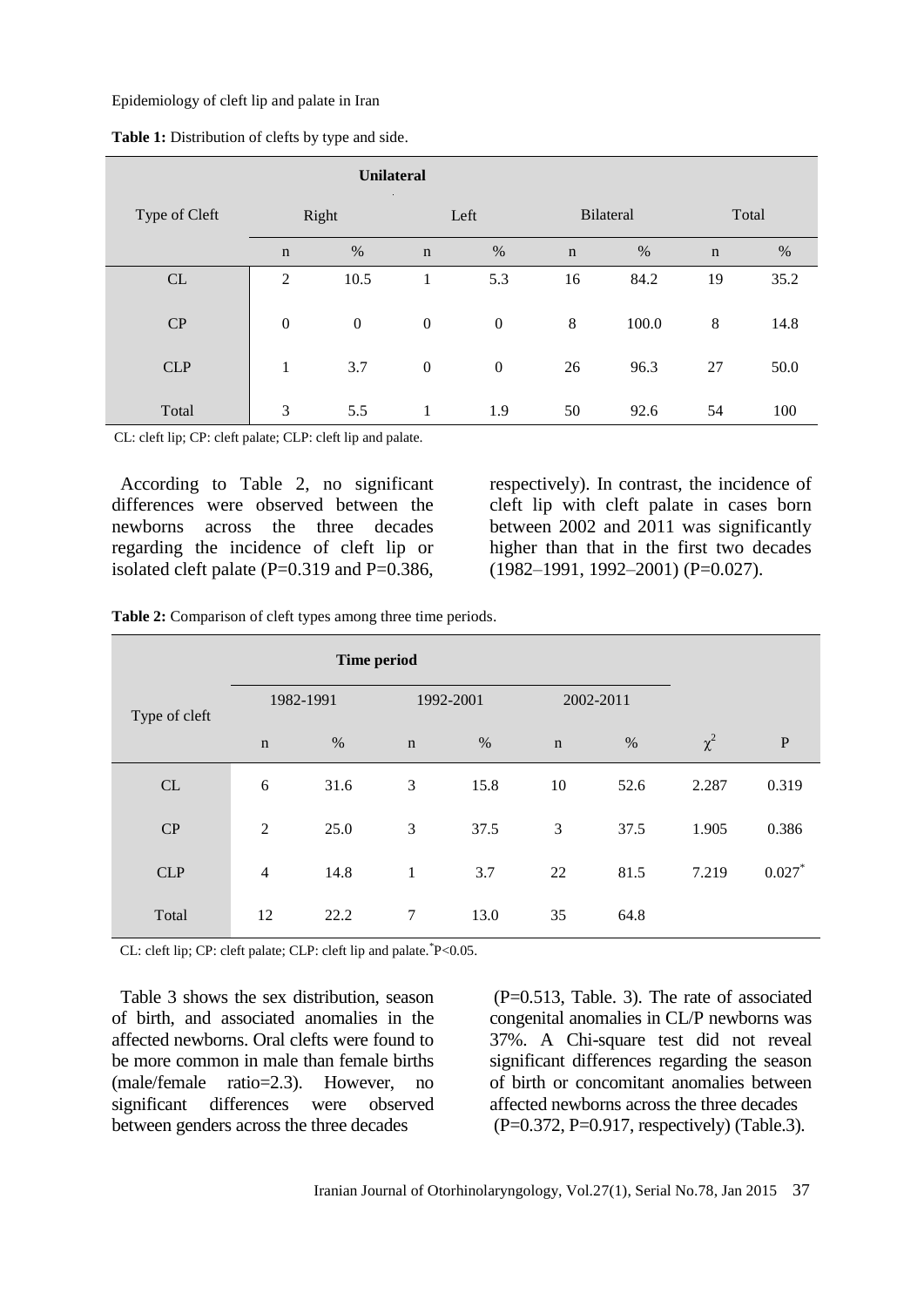**Table 1:** Distribution of clefts by type and side.

| Type of Cleft | Unilateral | | | | Bilateral | | Total | |
|---|---|---|---|---|---|---|---|---|
| | Right | | Left | | | | | |
| | n | % | n | % | n | % | n | % |
| CL | 2 | 10.5 | 1 | 5.3 | 16 | 84.2 | 19 | 35.2 |
| CP | 0 | 0 | 0 | 0 | 8 | 100.0 | 8 | 14.8 |
| CLP | 1 | 3.7 | 0 | 0 | 26 | 96.3 | 27 | 50.0 |
| Total | 3 | 5.5 | 1 | 1.9 | 50 | 92.6 | 54 | 100 |

CL: cleft lip; CP: cleft palate; CLP: cleft lip and palate.

According to Table 2, no significant differences were observed between the newborns across the three decades regarding the incidence of cleft lip or isolated cleft palate (P=0.319 and P=0.386, respectively). In contrast, the incidence of cleft lip with cleft palate in cases born between 2002 and 2011 was significantly higher than that in the first two decades (1982–1991, 1992–2001) (P=0.027).

**Table 2:** Comparison of cleft types among three time periods.

| Type of cleft | Time period | | | | | | | |
|---|---|---|---|---|---|---|---|---|
| | 1982-1991 | | 1992-2001 | | 2002-2011 | | | |
| | n | % | n | % | n | % | $\chi^2$ | P |
| CL | 6 | 31.6 | 3 | 15.8 | 10 | 52.6 | 2.287 | 0.319 |
| CP | 2 | 25.0 | 3 | 37.5 | 3 | 37.5 | 1.905 | 0.386 |
| CLP | 4 | 14.8 | 1 | 3.7 | 22 | 81.5 | 7.219 | 0.027* |
| Total | 12 | 22.2 | 7 | 13.0 | 35 | 64.8 | | |

CL: cleft lip; CP: cleft palate; CLP: cleft lip and palate. *P<0.05.

Table 3 shows the sex distribution, season of birth, and associated anomalies in the affected newborns. Oral clefts were found to be more common in male than female births (male/female ratio=2.3). However, no significant differences were observed between genders across the three decades (P=0.513, Table. 3). The rate of associated congenital anomalies in CL/P newborns was 37%. A Chi-square test did not reveal significant differences regarding the season of birth or concomitant anomalies between affected newborns across the three decades (P=0.372, P=0.917, respectively) (Table.3).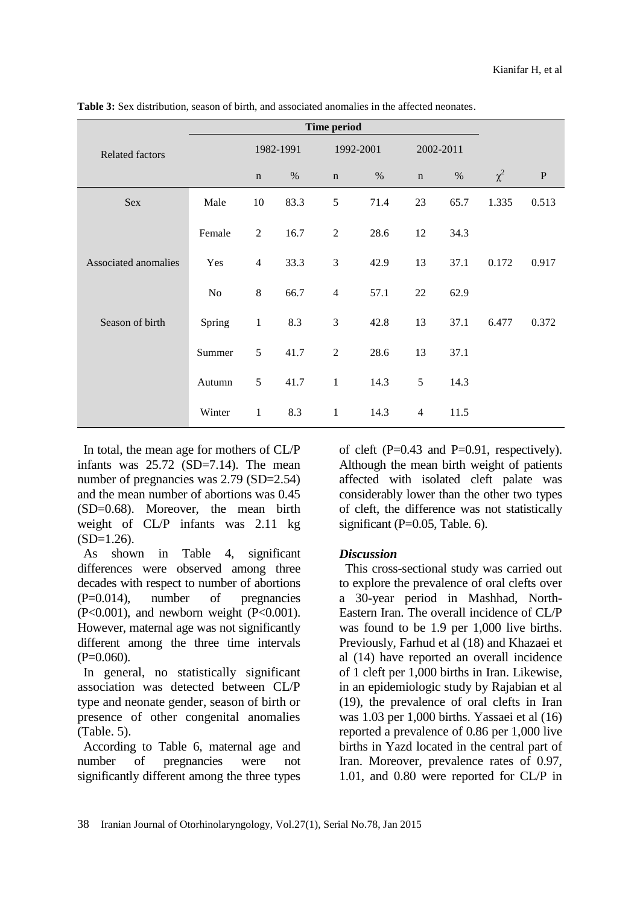**Table 3:** Sex distribution, season of birth, and associated anomalies in the affected neonates.

| Related factors | | Time period | | | | | | | |
|---|---|---|---|---|---|---|---|---|---|
| | | 1982-1991 | | 1992-2001 | | 2002-2011 | | | |
| | | n | % | n | % | n | % | $\chi^2$ | P |
| Sex | Male | 10 | 83.3 | 5 | 71.4 | 23 | 65.7 | 1.335 | 0.513 |
| | Female | 2 | 16.7 | 2 | 28.6 | 12 | 34.3 | | |
| Associated anomalies | Yes | 4 | 33.3 | 3 | 42.9 | 13 | 37.1 | 0.172 | 0.917 |
| | No | 8 | 66.7 | 4 | 57.1 | 22 | 62.9 | | |
| Season of birth | Spring | 1 | 8.3 | 3 | 42.8 | 13 | 37.1 | 6.477 | 0.372 |
| | Summer | 5 | 41.7 | 2 | 28.6 | 13 | 37.1 | | |
| | Autumn | 5 | 41.7 | 1 | 14.3 | 5 | 14.3 | | |
| | Winter | 1 | 8.3 | 1 | 14.3 | 4 | 11.5 | | |

In total, the mean age for mothers of CL/P infants was 25.72 (SD=7.14). The mean number of pregnancies was 2.79 (SD=2.54) and the mean number of abortions was 0.45 (SD=0.68). Moreover, the mean birth weight of CL/P infants was 2.11 kg (SD=1.26).

As shown in Table 4, significant differences were observed among three decades with respect to number of abortions (P=0.014), number of pregnancies (P<0.001), and newborn weight (P<0.001). However, maternal age was not significantly different among the three time intervals (P=0.060).

In general, no statistically significant association was detected between CL/P type and neonate gender, season of birth or presence of other congenital anomalies (Table. 5).

According to Table 6, maternal age and number of pregnancies were not significantly different among the three types of cleft (P=0.43 and P=0.91, respectively). Although the mean birth weight of patients affected with isolated cleft palate was considerably lower than the other two types of cleft, the difference was not statistically significant (P=0.05, Table. 6).

### *Discussion*

This cross-sectional study was carried out to explore the prevalence of oral clefts over a 30-year period in Mashhad, North-Eastern Iran. The overall incidence of CL/P was found to be 1.9 per 1,000 live births. Previously, Farhud et al (18) and Khazaei et al (14) have reported an overall incidence of 1 cleft per 1,000 births in Iran. Likewise, in an epidemiologic study by Rajabian et al (19), the prevalence of oral clefts in Iran was 1.03 per 1,000 births. Yassaei et al (16) reported a prevalence of 0.86 per 1,000 live births in Yazd located in the central part of Iran. Moreover, prevalence rates of 0.97, 1.01, and 0.80 were reported for CL/P in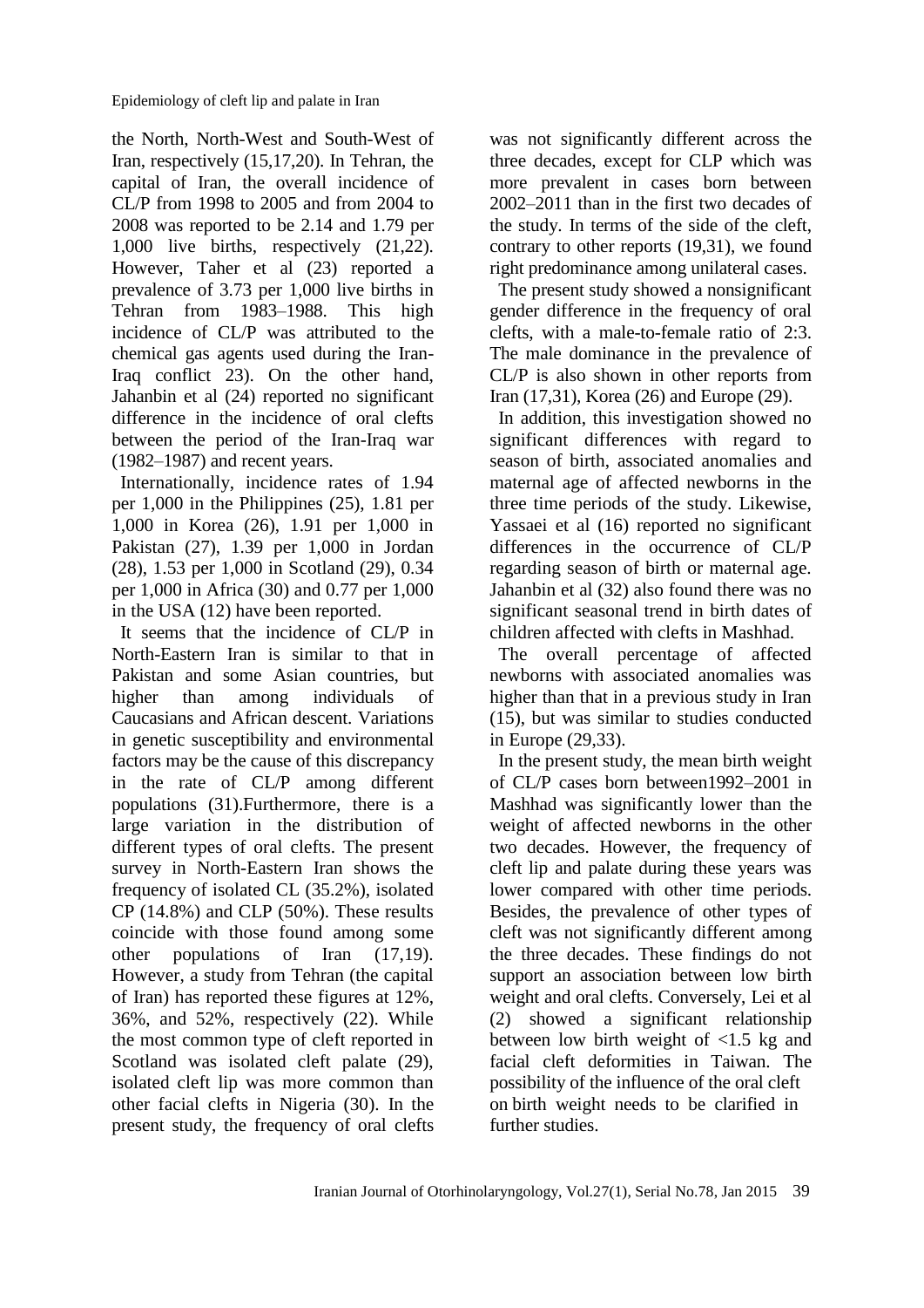the North, North-West and South-West of Iran, respectively (15,17,20). In Tehran, the capital of Iran, the overall incidence of CL/P from 1998 to 2005 and from 2004 to 2008 was reported to be 2.14 and 1.79 per 1,000 live births, respectively (21,22). However, Taher et al (23) reported a prevalence of 3.73 per 1,000 live births in Tehran from 1983–1988. This high incidence of CL/P was attributed to the chemical gas agents used during the Iran-Iraq conflict 23). On the other hand, Jahanbin et al (24) reported no significant difference in the incidence of oral clefts between the period of the Iran-Iraq war (1982–1987) and recent years.

Internationally, incidence rates of 1.94 per 1,000 in the Philippines (25), 1.81 per 1,000 in Korea (26), 1.91 per 1,000 in Pakistan (27), 1.39 per 1,000 in Jordan (28), 1.53 per 1,000 in Scotland (29), 0.34 per 1,000 in Africa (30) and 0.77 per 1,000 in the USA (12) have been reported.

It seems that the incidence of CL/P in North-Eastern Iran is similar to that in Pakistan and some Asian countries, but higher than among individuals of Caucasians and African descent. Variations in genetic susceptibility and environmental factors may be the cause of this discrepancy in the rate of CL/P among different populations (31).Furthermore, there is a large variation in the distribution of different types of oral clefts. The present survey in North-Eastern Iran shows the frequency of isolated CL (35.2%), isolated CP (14.8%) and CLP (50%). These results coincide with those found among some other populations of Iran (17,19). However, a study from Tehran (the capital of Iran) has reported these figures at 12%, 36%, and 52%, respectively (22). While the most common type of cleft reported in Scotland was isolated cleft palate (29), isolated cleft lip was more common than other facial clefts in Nigeria (30). In the present study, the frequency of oral clefts was not significantly different across the three decades, except for CLP which was more prevalent in cases born between 2002–2011 than in the first two decades of the study. In terms of the side of the cleft, contrary to other reports (19,31), we found right predominance among unilateral cases.

The present study showed a nonsignificant gender difference in the frequency of oral clefts, with a male-to-female ratio of 2:3. The male dominance in the prevalence of CL/P is also shown in other reports from Iran (17,31), Korea (26) and Europe (29).

In addition, this investigation showed no significant differences with regard to season of birth, associated anomalies and maternal age of affected newborns in the three time periods of the study. Likewise, Yassaei et al (16) reported no significant differences in the occurrence of CL/P regarding season of birth or maternal age. Jahanbin et al (32) also found there was no significant seasonal trend in birth dates of children affected with clefts in Mashhad.

The overall percentage of affected newborns with associated anomalies was higher than that in a previous study in Iran (15), but was similar to studies conducted in Europe (29,33).

In the present study, the mean birth weight of CL/P cases born between1992–2001 in Mashhad was significantly lower than the weight of affected newborns in the other two decades. However, the frequency of cleft lip and palate during these years was lower compared with other time periods. Besides, the prevalence of other types of cleft was not significantly different among the three decades. These findings do not support an association between low birth weight and oral clefts. Conversely, Lei et al (2) showed a significant relationship between low birth weight of <1.5 kg and facial cleft deformities in Taiwan. The possibility of the influence of the oral cleft on birth weight needs to be clarified in further studies.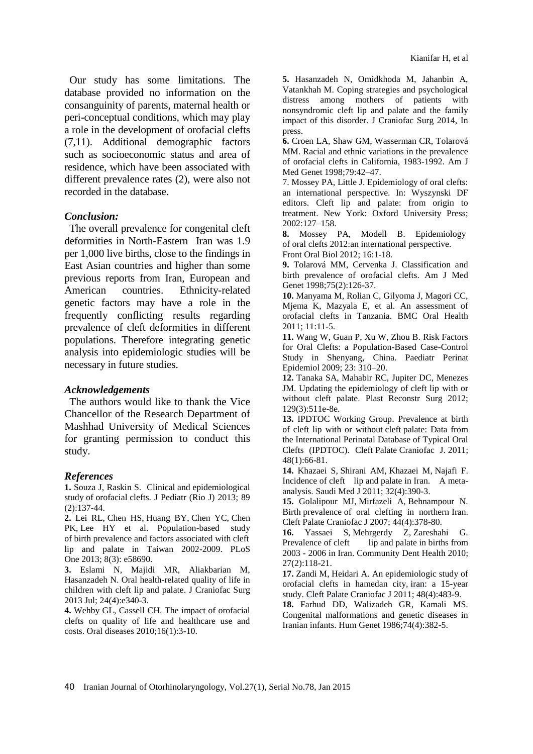Our study has some limitations. The database provided no information on the consanguinity of parents, maternal health or peri-conceptual conditions, which may play a role in the development of orofacial clefts (7,11). Additional demographic factors such as socioeconomic status and area of residence, which have been associated with different prevalence rates (2), were also not recorded in the database.

### *Conclusion:*

The overall prevalence for congenital cleft deformities in North-Eastern Iran was 1.9 per 1,000 live births, close to the findings in East Asian countries and higher than some previous reports from Iran, European and American countries. Ethnicity-related genetic factors may have a role in the frequently conflicting results regarding prevalence of cleft deformities in different populations. Therefore integrating genetic analysis into epidemiologic studies will be necessary in future studies.

### *Acknowledgements*

The authors would like to thank the Vice Chancellor of the Research Department of Mashhad University of Medical Sciences for granting permission to conduct this study.

### *References*

**1.** Souza J, Raskin S. Clinical and epidemiological study of orofacial clefts. J Pediatr (Rio J) 2013; 89 (2):137-44.

**2.** Lei RL, Chen HS, Huang BY, Chen YC, Chen PK, Lee HY et al. Population-based study of birth prevalence and factors associated with cleft lip and palate in Taiwan 2002-2009. PLoS One 2013; 8(3): e58690.

**3.** Eslami N, Majidi MR, Aliakbarian M, Hasanzadeh N. Oral health-related quality of life in children with cleft lip and palate. J Craniofac Surg 2013 Jul; 24(4):e340-3.

**4.** Wehby GL, Cassell CH. The impact of orofacial clefts on quality of life and healthcare use and costs. Oral diseases 2010;16(1):3-10.

**5.** Hasanzadeh N, Omidkhoda M, Jahanbin A, Vatankhah M. Coping strategies and psychological distress among mothers of patients with nonsyndromic cleft lip and palate and the family impact of this disorder. J Craniofac Surg 2014, In press.

**6.** Croen LA, Shaw GM, Wasserman CR, Tolarová MM. Racial and ethnic variations in the prevalence of orofacial clefts in California, 1983-1992. Am J Med Genet 1998;79:42–47.

7. Mossey PA, Little J. Epidemiology of oral clefts: an international perspective. In: Wyszynski DF editors. Cleft lip and palate: from origin to treatment. New York: Oxford University Press; 2002:127–158.

**8.** Mossey PA, Modell B. Epidemiology of oral clefts 2012:an international perspective. Front Oral Biol 2012; 16:1-18.

**9.** Tolarová MM, Cervenka J. Classification and birth prevalence of orofacial clefts. Am J Med Genet 1998;75(2):126-37.

**10.** Manyama M, Rolian C, Gilyoma J, Magori CC, Mjema K, Mazyala E, et al. An assessment of orofacial clefts in Tanzania. BMC Oral Health 2011; 11:11-5.

**11.** Wang W, Guan P, Xu W, Zhou B. Risk Factors for Oral Clefts: a Population-Based Case-Control Study in Shenyang, China. Paediatr Perinat Epidemiol 2009; 23: 310–20.

**12.** Tanaka SA, Mahabir RC, Jupiter DC, Menezes JM. Updating the epidemiology of cleft lip with or without cleft palate. Plast Reconstr Surg 2012; 129(3):511e-8e.

**13.** IPDTOC Working Group. Prevalence at birth of cleft lip with or without cleft palate: Data from the International Perinatal Database of Typical Oral Clefts (IPDTOC). Cleft Palate Craniofac J. 2011; 48(1):66-81.

**14.** Khazaei S, Shirani AM, Khazaei M, Najafi F. Incidence of cleft lip and palate in Iran. A meta-analysis. Saudi Med J 2011; 32(4):390-3.

**15.** Golalipour MJ, Mirfazeli A, Behnampour N. Birth prevalence of oral clefting in northern Iran. Cleft Palate Craniofac J 2007; 44(4):378-80.

**16.** Yassaei S, Mehrgerdy Z, Zareshahi G. Prevalence of cleft lip and palate in births from 2003 - 2006 in Iran. Community Dent Health 2010; 27(2):118-21.

**17.** Zandi M, Heidari A. An epidemiologic study of orofacial clefts in hamedan city, iran: a 15-year study. Cleft Palate Craniofac J 2011; 48(4):483-9.

**18.** Farhud DD, Walizadeh GR, Kamali MS. Congenital malformations and genetic diseases in Iranian infants. Hum Genet 1986;74(4):382-5.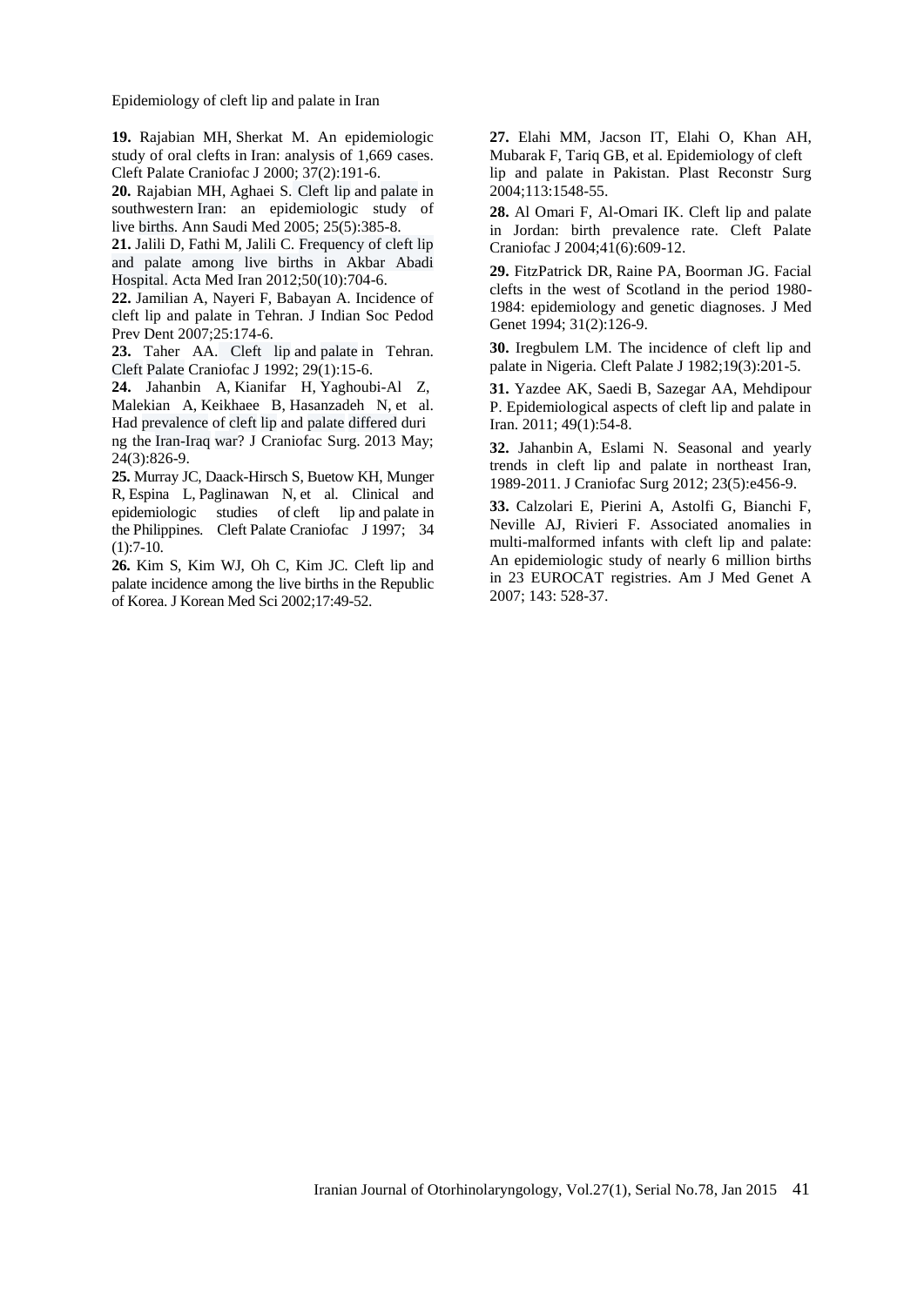**19.** Rajabian MH, Sherkat M. An epidemiologic study of oral clefts in Iran: analysis of 1,669 cases. Cleft Palate Craniofac J 2000; 37(2):191-6.

**20.** Rajabian MH, Aghaei S. Cleft lip and palate in southwestern Iran: an epidemiologic study of live births. Ann Saudi Med 2005; 25(5):385-8.

**21.** Jalili D, Fathi M, Jalili C. Frequency of cleft lip and palate among live births in Akbar Abadi Hospital. Acta Med Iran 2012;50(10):704-6.

**22.** Jamilian A, Nayeri F, Babayan A. Incidence of cleft lip and palate in Tehran. J Indian Soc Pedod Prev Dent 2007;25:174-6.

**23.** Taher AA. Cleft lip and palate in Tehran. Cleft Palate Craniofac J 1992; 29(1):15-6.

**24.** Jahanbin A, Kianifar H, Yaghoubi-Al Z, Malekian A, Keikhaee B, Hasanzadeh N, et al. Had prevalence of cleft lip and palate differed during the Iran-Iraq war? J Craniofac Surg. 2013 May; 24(3):826-9.

**25.** Murray JC, Daack-Hirsch S, Buetow KH, Munger R, Espina L, Paglinawan N, et al. Clinical and epidemiologic studies of cleft lip and palate in the Philippines. Cleft Palate Craniofac J 1997; 34 (1):7-10.

**26.** Kim S, Kim WJ, Oh C, Kim JC. Cleft lip and palate incidence among the live births in the Republic of Korea. J Korean Med Sci 2002;17:49-52.

**27.** Elahi MM, Jacson IT, Elahi O, Khan AH, Mubarak F, Tariq GB, et al. Epidemiology of cleft lip and palate in Pakistan. Plast Reconstr Surg 2004;113:1548-55.

**28.** Al Omari F, Al-Omari IK. Cleft lip and palate in Jordan: birth prevalence rate. Cleft Palate Craniofac J 2004;41(6):609-12.

**29.** FitzPatrick DR, Raine PA, Boorman JG. Facial clefts in the west of Scotland in the period 1980-1984: epidemiology and genetic diagnoses. J Med Genet 1994; 31(2):126-9.

**30.** Iregbulem LM. The incidence of cleft lip and palate in Nigeria. Cleft Palate J 1982;19(3):201-5.

**31.** Yazdee AK, Saedi B, Sazegar AA, Mehdipour P. Epidemiological aspects of cleft lip and palate in Iran. 2011; 49(1):54-8.

**32.** Jahanbin A, Eslami N. Seasonal and yearly trends in cleft lip and palate in northeast Iran, 1989-2011. J Craniofac Surg 2012; 23(5):e456-9.

**33.** Calzolari E, Pierini A, Astolfi G, Bianchi F, Neville AJ, Rivieri F. Associated anomalies in multi-malformed infants with cleft lip and palate: An epidemiologic study of nearly 6 million births in 23 EUROCAT registries. Am J Med Genet A 2007; 143: 528-37.